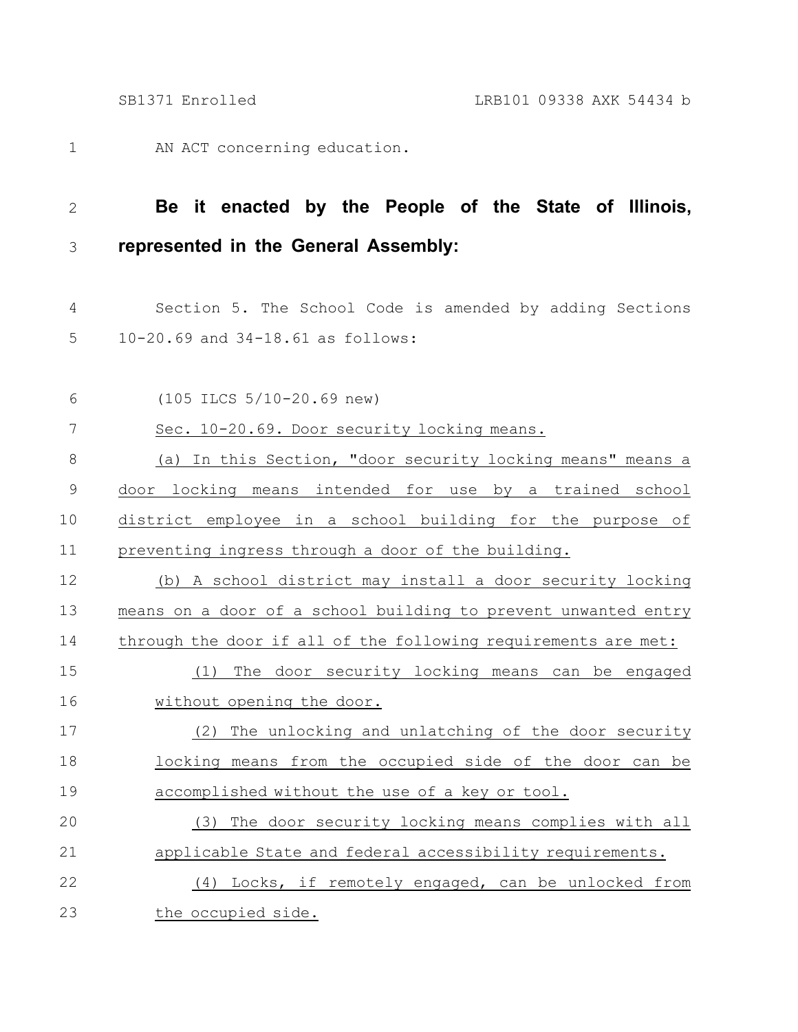AN ACT concerning education.

**Be it enacted by the People of the State of Illinois, represented in the General Assembly:**

Section 5. The School Code is amended by adding Sections 10-20.69 and 34-18.61 as follows:

(105 ILCS 5/10-20.69 new)

Sec. 10-20.69. Door security locking means.

(a) In this Section, "door security locking means" means a door locking means intended for use by a trained school district employee in a school building for the purpose of preventing ingress through a door of the building.

(b) A school district may install a door security locking means on a door of a school building to prevent unwanted entry through the door if all of the following requirements are met:

(1) The door security locking means can be engaged without opening the door.

(2) The unlocking and unlatching of the door security locking means from the occupied side of the door can be accomplished without the use of a key or tool.

(3) The door security locking means complies with all applicable State and federal accessibility requirements.

(4) Locks, if remotely engaged, can be unlocked from the occupied side.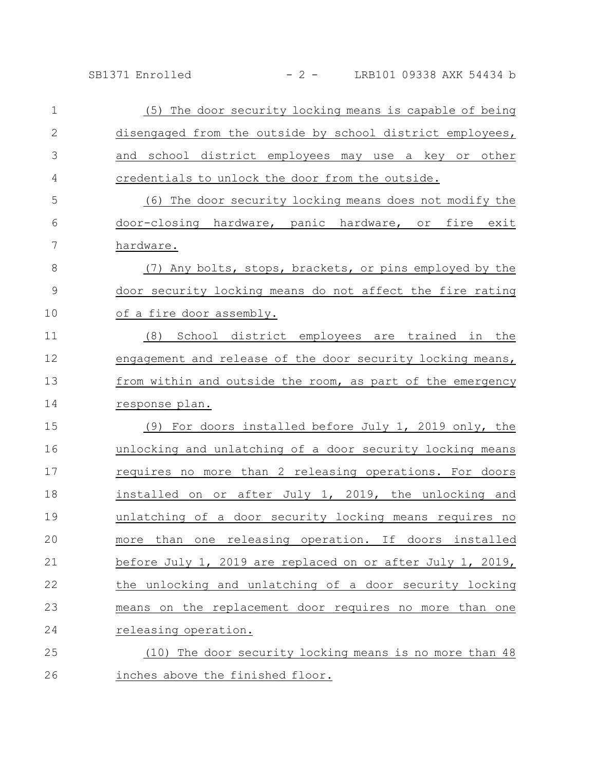(5) The door security locking means is capable of being disengaged from the outside by school district employees, and school district employees may use a key or other credentials to unlock the door from the outside.

(6) The door security locking means does not modify the door-closing hardware, panic hardware, or fire exit hardware.

(7) Any bolts, stops, brackets, or pins employed by the door security locking means do not affect the fire rating of a fire door assembly.

(8) School district employees are trained in the engagement and release of the door security locking means, from within and outside the room, as part of the emergency response plan.

(9) For doors installed before July 1, 2019 only, the unlocking and unlatching of a door security locking means requires no more than 2 releasing operations. For doors installed on or after July 1, 2019, the unlocking and unlatching of a door security locking means requires no more than one releasing operation. If doors installed before July 1, 2019 are replaced on or after July 1, 2019, the unlocking and unlatching of a door security locking means on the replacement door requires no more than one releasing operation.

(10) The door security locking means is no more than 48 inches above the finished floor.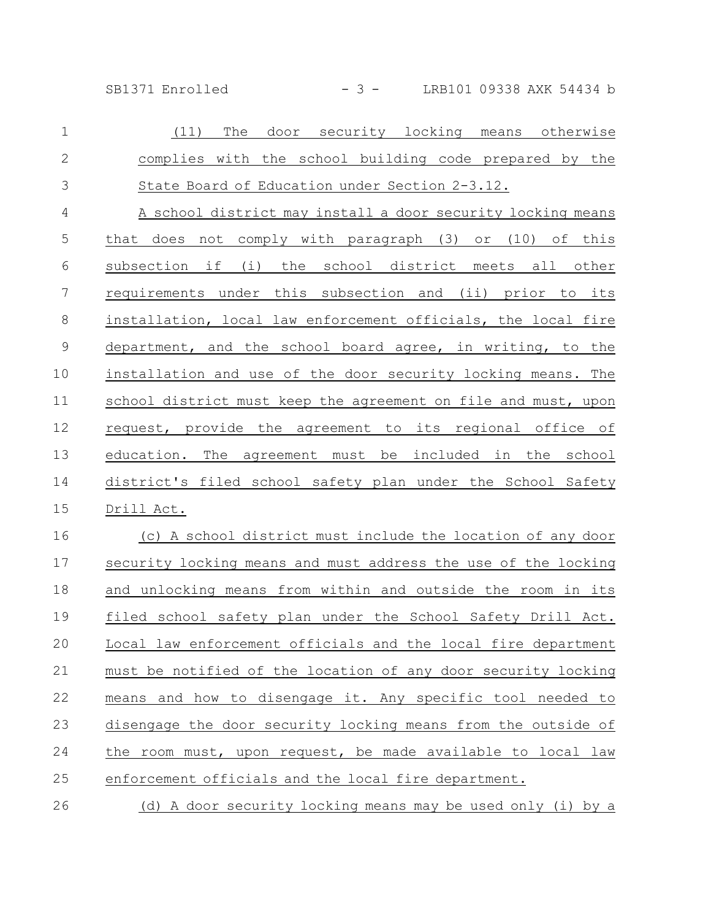(11) The door security locking means otherwise complies with the school building code prepared by the State Board of Education under Section 2-3.12.

A school district may install a door security locking means that does not comply with paragraph (3) or (10) of this subsection if (i) the school district meets all other requirements under this subsection and (ii) prior to its installation, local law enforcement officials, the local fire department, and the school board agree, in writing, to the installation and use of the door security locking means. The school district must keep the agreement on file and must, upon request, provide the agreement to its regional office of education. The agreement must be included in the school district's filed school safety plan under the School Safety Drill Act.

(c) A school district must include the location of any door security locking means and must address the use of the locking and unlocking means from within and outside the room in its filed school safety plan under the School Safety Drill Act. Local law enforcement officials and the local fire department must be notified of the location of any door security locking means and how to disengage it. Any specific tool needed to disengage the door security locking means from the outside of the room must, upon request, be made available to local law enforcement officials and the local fire department.

(d) A door security locking means may be used only (i) by a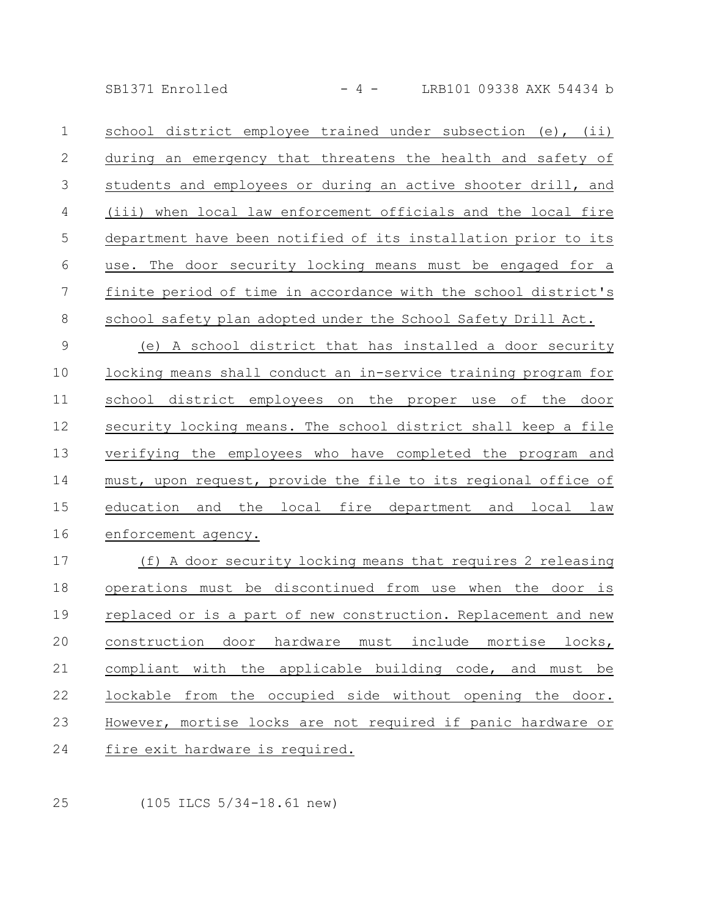school district employee trained under subsection (e), (ii) during an emergency that threatens the health and safety of students and employees or during an active shooter drill, and (iii) when local law enforcement officials and the local fire department have been notified of its installation prior to its use. The door security locking means must be engaged for a finite period of time in accordance with the school district's school safety plan adopted under the School Safety Drill Act.

(e) A school district that has installed a door security locking means shall conduct an in-service training program for school district employees on the proper use of the door security locking means. The school district shall keep a file verifying the employees who have completed the program and must, upon request, provide the file to its regional office of education and the local fire department and local law enforcement agency.

(f) A door security locking means that requires 2 releasing operations must be discontinued from use when the door is replaced or is a part of new construction. Replacement and new construction door hardware must include mortise locks, compliant with the applicable building code, and must be lockable from the occupied side without opening the door. However, mortise locks are not required if panic hardware or fire exit hardware is required.

(105 ILCS 5/34-18.61 new)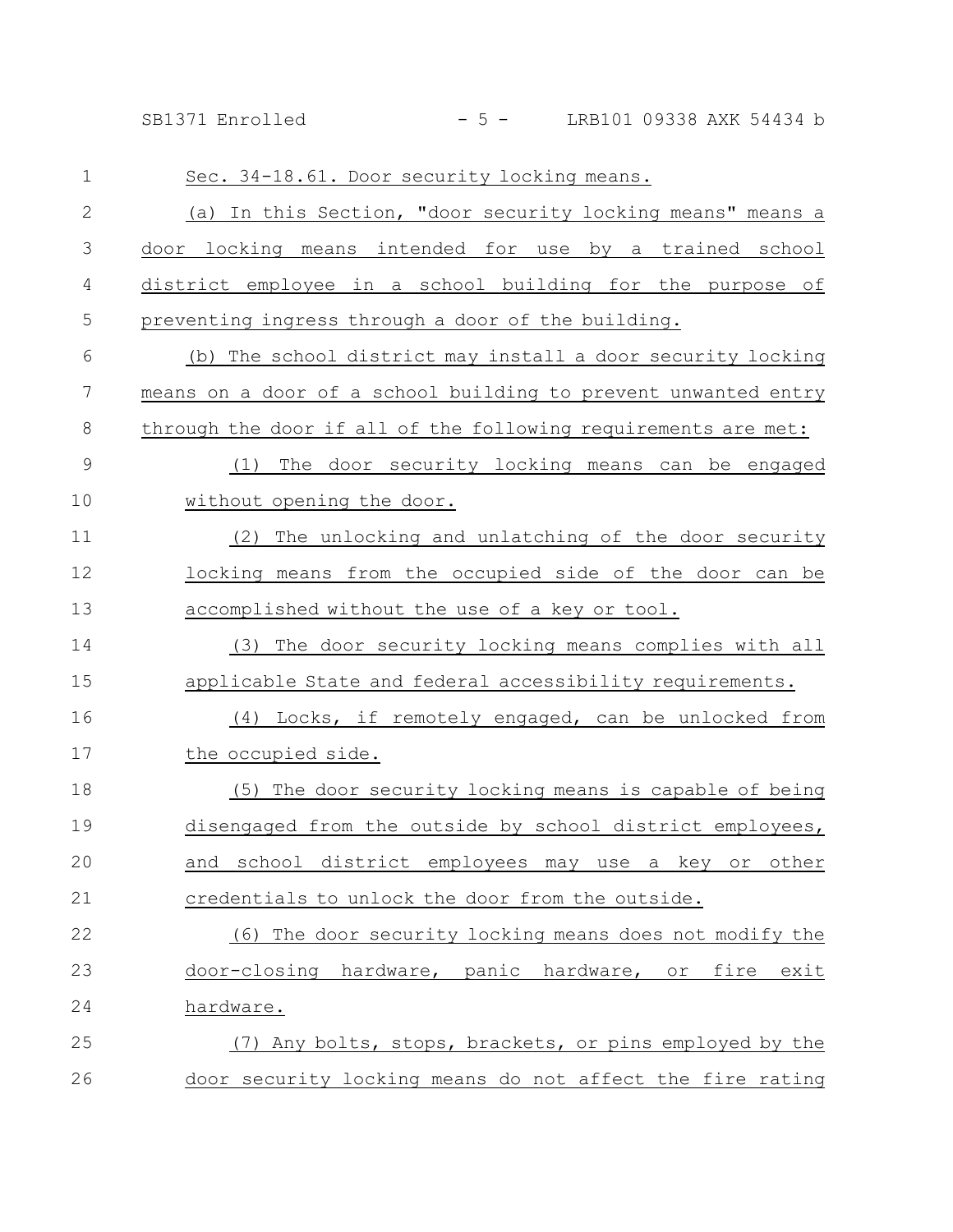Sec. 34-18.61. Door security locking means.

(a) In this Section, "door security locking means" means a door locking means intended for use by a trained school district employee in a school building for the purpose of preventing ingress through a door of the building.

(b) The school district may install a door security locking means on a door of a school building to prevent unwanted entry through the door if all of the following requirements are met:

(1) The door security locking means can be engaged without opening the door.

(2) The unlocking and unlatching of the door security locking means from the occupied side of the door can be accomplished without the use of a key or tool.

(3) The door security locking means complies with all applicable State and federal accessibility requirements.

(4) Locks, if remotely engaged, can be unlocked from the occupied side.

(5) The door security locking means is capable of being disengaged from the outside by school district employees, and school district employees may use a key or other credentials to unlock the door from the outside.

(6) The door security locking means does not modify the door-closing hardware, panic hardware, or fire exit hardware.

(7) Any bolts, stops, brackets, or pins employed by the door security locking means do not affect the fire rating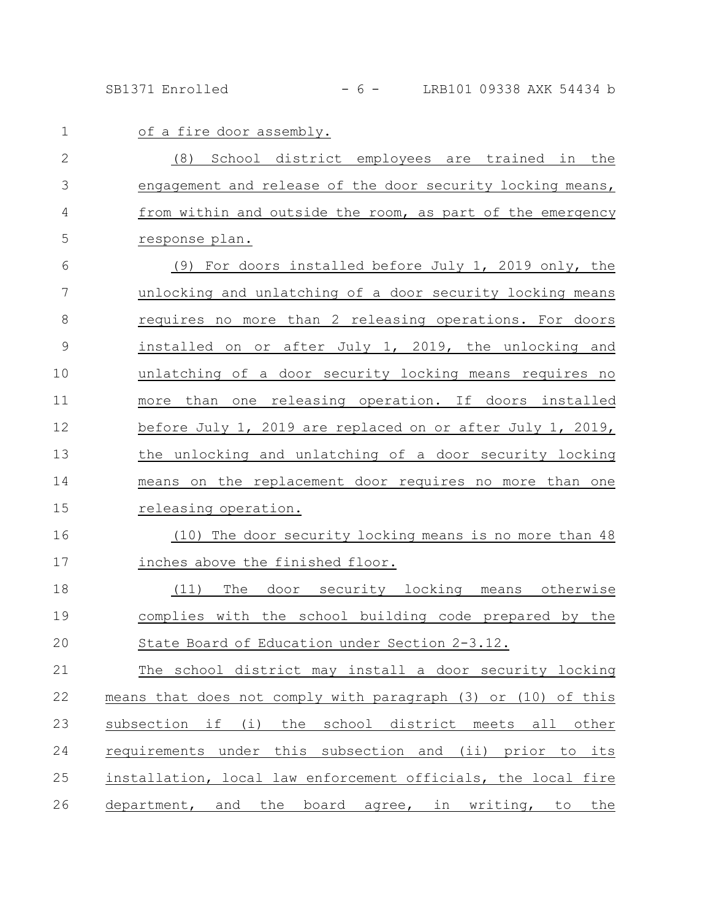of a fire door assembly.

(8) School district employees are trained in the engagement and release of the door security locking means, from within and outside the room, as part of the emergency response plan.

(9) For doors installed before July 1, 2019 only, the unlocking and unlatching of a door security locking means requires no more than 2 releasing operations. For doors installed on or after July 1, 2019, the unlocking and unlatching of a door security locking means requires no more than one releasing operation. If doors installed before July 1, 2019 are replaced on or after July 1, 2019, the unlocking and unlatching of a door security locking means on the replacement door requires no more than one releasing operation.

(10) The door security locking means is no more than 48 inches above the finished floor.

(11) The door security locking means otherwise complies with the school building code prepared by the State Board of Education under Section 2-3.12.

The school district may install a door security locking means that does not comply with paragraph (3) or (10) of this subsection if (i) the school district meets all other requirements under this subsection and (ii) prior to its installation, local law enforcement officials, the local fire department, and the board agree, in writing, to the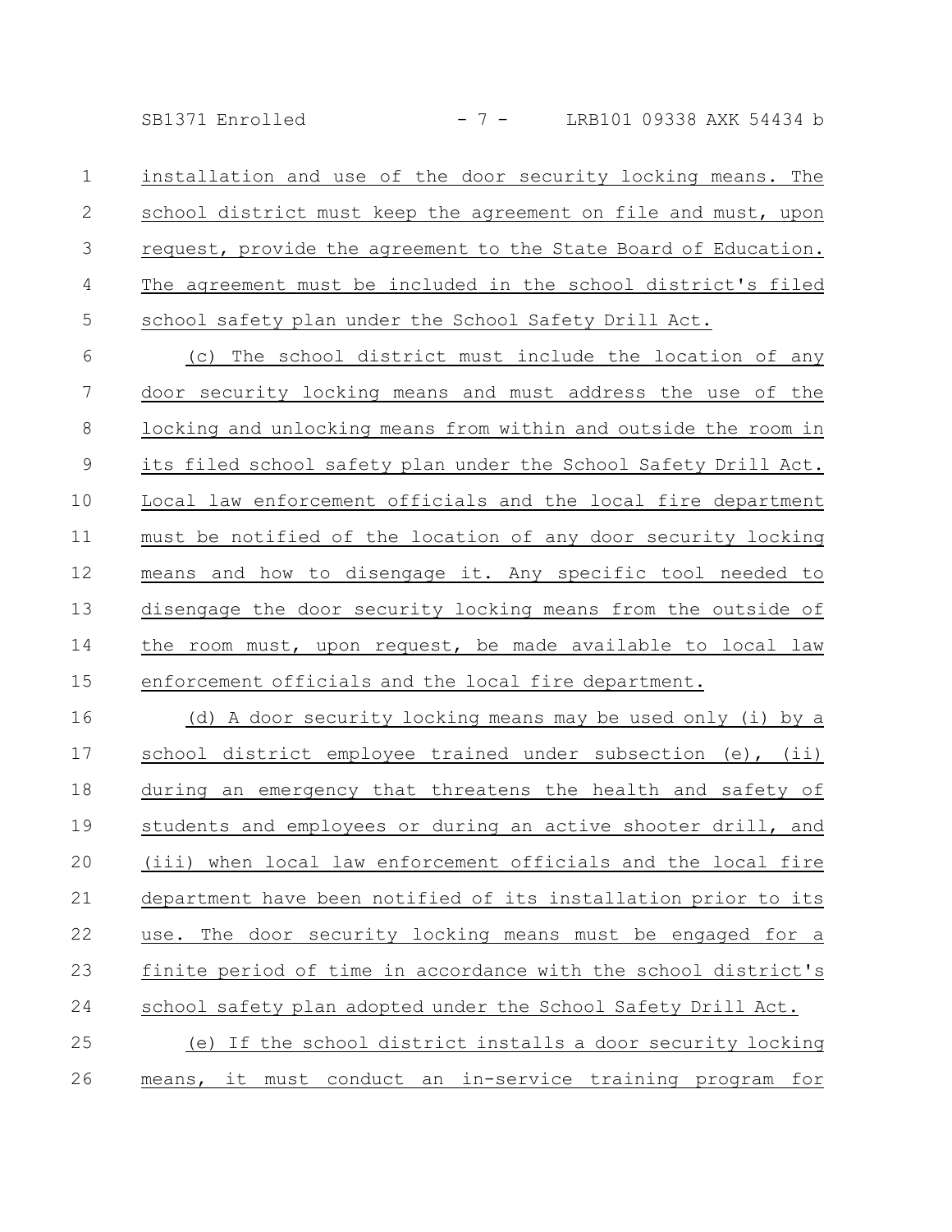installation and use of the door security locking means. The school district must keep the agreement on file and must, upon request, provide the agreement to the State Board of Education. The agreement must be included in the school district's filed school safety plan under the School Safety Drill Act.

(c) The school district must include the location of any door security locking means and must address the use of the locking and unlocking means from within and outside the room in its filed school safety plan under the School Safety Drill Act. Local law enforcement officials and the local fire department must be notified of the location of any door security locking means and how to disengage it. Any specific tool needed to disengage the door security locking means from the outside of the room must, upon request, be made available to local law enforcement officials and the local fire department.

(d) A door security locking means may be used only (i) by a school district employee trained under subsection (e), (ii) during an emergency that threatens the health and safety of students and employees or during an active shooter drill, and (iii) when local law enforcement officials and the local fire department have been notified of its installation prior to its use. The door security locking means must be engaged for a finite period of time in accordance with the school district's school safety plan adopted under the School Safety Drill Act.

(e) If the school district installs a door security locking means, it must conduct an in-service training program for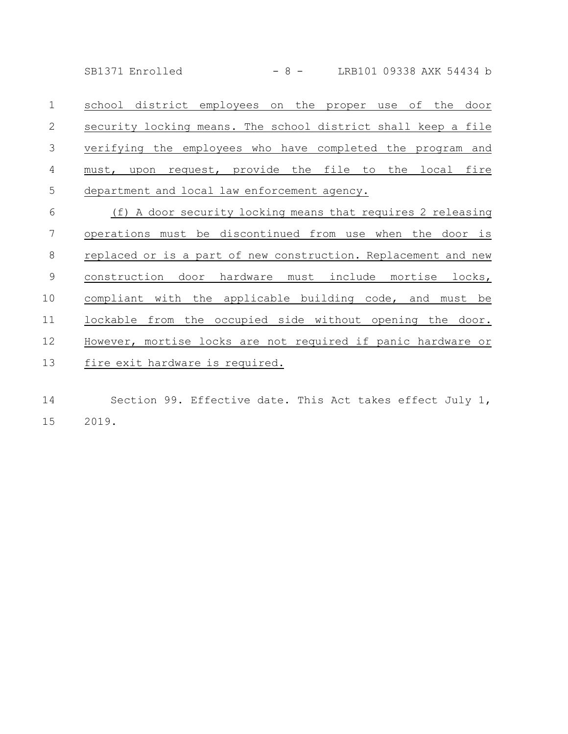school district employees on the proper use of the door security locking means. The school district shall keep a file verifying the employees who have completed the program and must, upon request, provide the file to the local fire department and local law enforcement agency.

(f) A door security locking means that requires 2 releasing operations must be discontinued from use when the door is replaced or is a part of new construction. Replacement and new construction door hardware must include mortise locks, compliant with the applicable building code, and must be lockable from the occupied side without opening the door. However, mortise locks are not required if panic hardware or fire exit hardware is required.

Section 99. Effective date. This Act takes effect July 1, 2019.